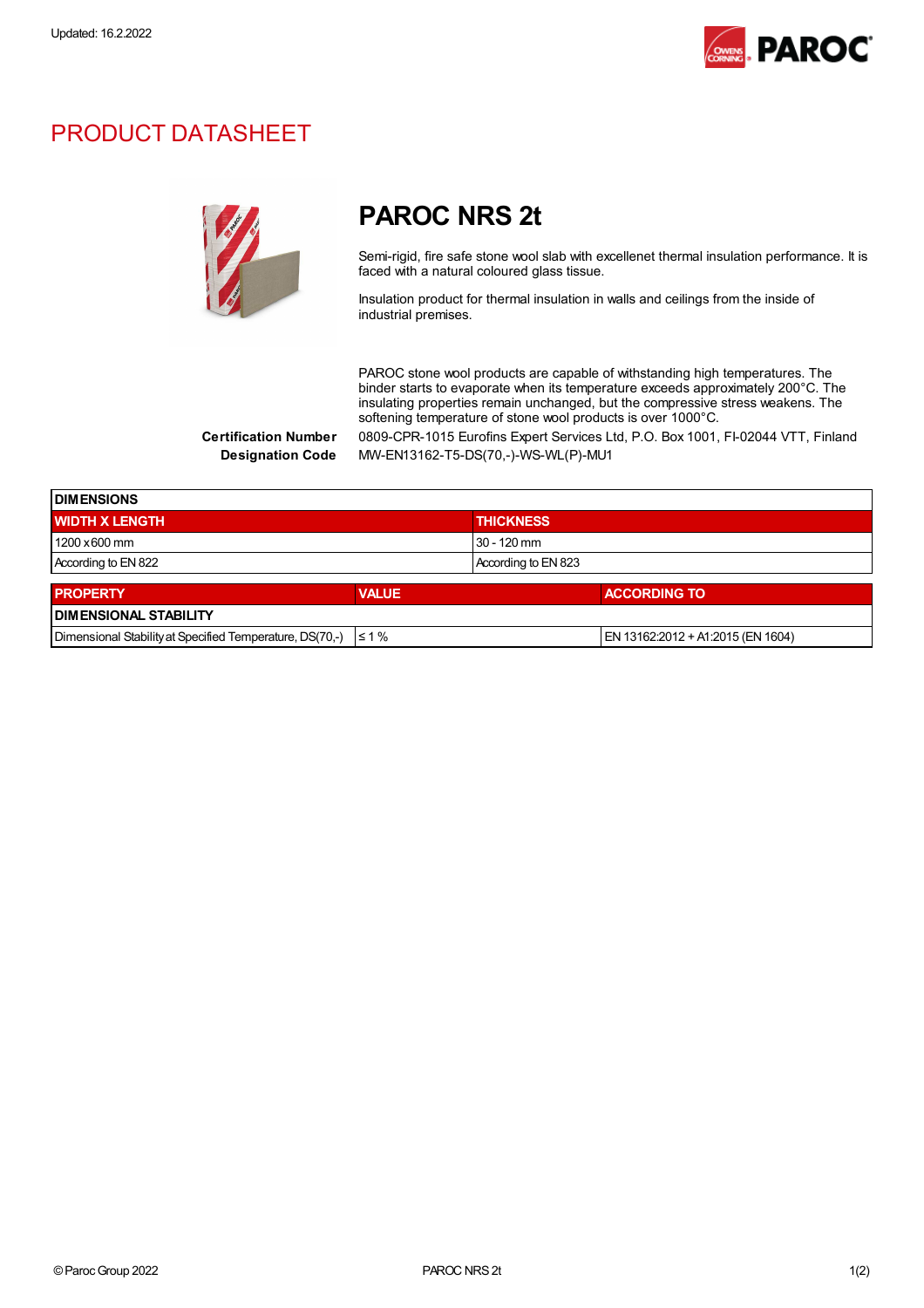Updated: 16.2.2022

# PRODUCT DATASHEET

## PAROC NRS 2t

Semi-rigid, fire safe stone wool slab with excellenet thermal insulation performance. It is faced with a natural coloured glass tissue.

Insulation product for thermal insulation in walls and ceilings from the inside of industrial premises.

PAROC stone wool products are capable of withstanding high temperatures. The binder starts to evaporate when its temperature exceeds approximately 200°C. The insulating properties remain unchanged, but the compressive stress weakens. The softening temperature of stone wool products is over 1000°C.

**Certification Number** 0809-CPR-1015 Eurofins Expert Services Ltd, P.O. Box 1001, FI-02044 VTT, Finland

**Designation Code** MW-EN13162-T5-DS(70,-)-WS-WL(P)-MU1

| DIMENSIONS | |
|---|---|
| **WIDTH X LENGTH** | **THICKNESS** |
| 1200 x 600 mm | 30 - 120 mm |
| According to EN 822 | According to EN 823 |

| PROPERTY | VALUE | ACCORDING TO |
|---|---|---|
| **DIMENSIONAL STABILITY** | | |
| Dimensional Stability at Specified Temperature, DS(70,-) | ≤ 1 % | EN 13162:2012 + A1:2015 (EN 1604) |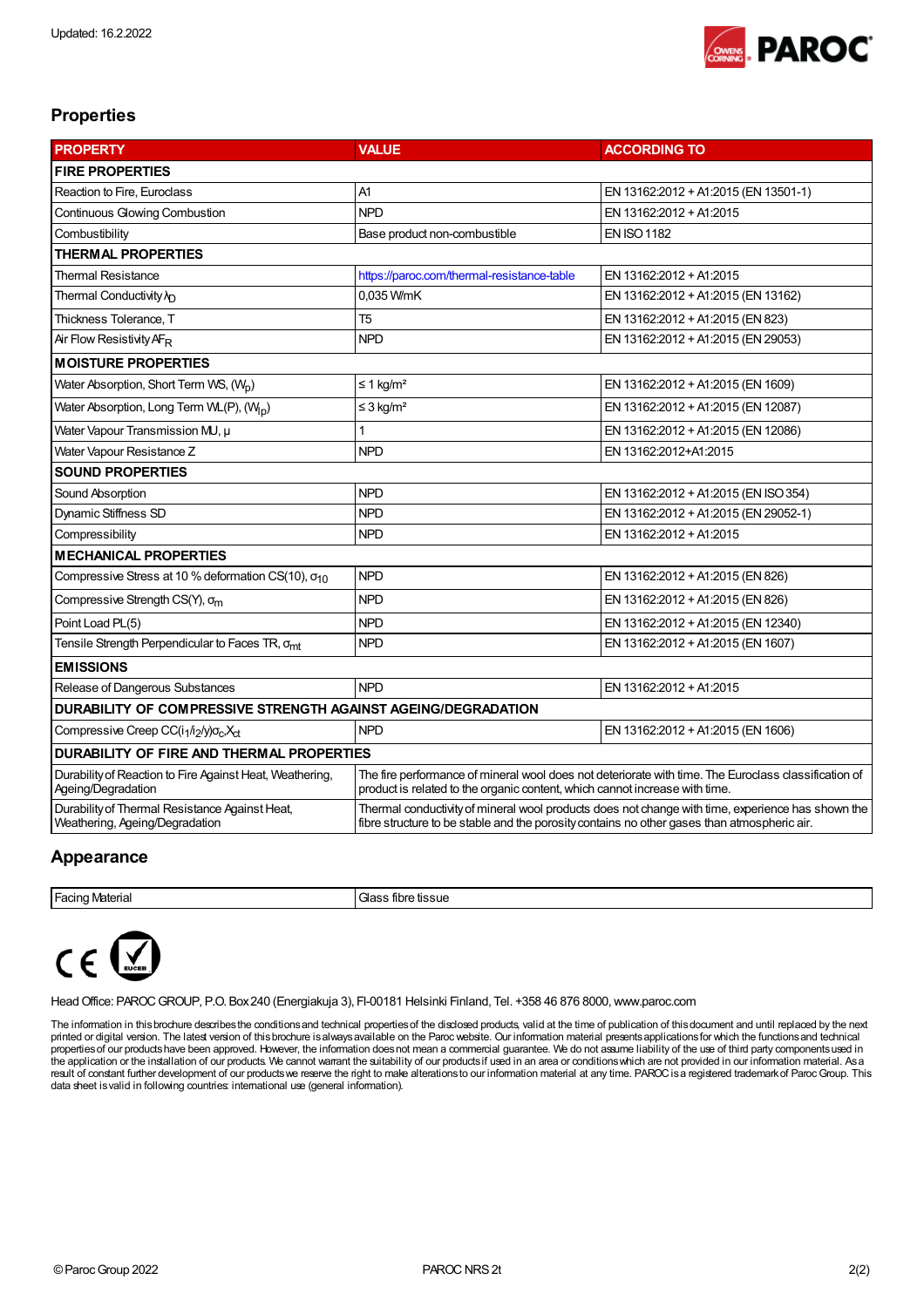Updated: 16.2.2022

## Properties

| PROPERTY | VALUE | ACCORDING TO |
|---|---|---|
| **FIRE PROPERTIES** | | |
| Reaction to Fire, Euroclass | A1 | EN 13162:2012 + A1:2015 (EN 13501-1) |
| Continuous Glowing Combustion | NPD | EN 13162:2012 + A1:2015 |
| Combustibility | Base product non-combustible | EN ISO 1182 |
| **THERMAL PROPERTIES** | | |
| Thermal Resistance | https://paroc.com/thermal-resistance-table | EN 13162:2012 + A1:2015 |
| Thermal Conductivity $\lambda_D$ | 0,035 W/mK | EN 13162:2012 + A1:2015 (EN 13162) |
| Thickness Tolerance, T | T5 | EN 13162:2012 + A1:2015 (EN 823) |
| Air Flow Resistivity $AF_R$ | NPD | EN 13162:2012 + A1:2015 (EN 29053) |
| **MOISTURE PROPERTIES** | | |
| Water Absorption, Short Term WS, ($W_p$) | ≤ 1 kg/m² | EN 13162:2012 + A1:2015 (EN 1609) |
| Water Absorption, Long Term WL(P), ($W_{lp}$) | ≤ 3 kg/m² | EN 13162:2012 + A1:2015 (EN 12087) |
| Water Vapour Transmission MU, μ | 1 | EN 13162:2012 + A1:2015 (EN 12086) |
| Water Vapour Resistance Z | NPD | EN 13162:2012+A1:2015 |
| **SOUND PROPERTIES** | | |
| Sound Absorption | NPD | EN 13162:2012 + A1:2015 (EN ISO 354) |
| Dynamic Stiffness SD | NPD | EN 13162:2012 + A1:2015 (EN 29052-1) |
| Compressibility | NPD | EN 13162:2012 + A1:2015 |
| **MECHANICAL PROPERTIES** | | |
| Compressive Stress at 10 % deformation CS(10), $\sigma_{10}$ | NPD | EN 13162:2012 + A1:2015 (EN 826) |
| Compressive Strength CS(Y), $\sigma_m$ | NPD | EN 13162:2012 + A1:2015 (EN 826) |
| Point Load PL(5) | NPD | EN 13162:2012 + A1:2015 (EN 12340) |
| Tensile Strength Perpendicular to Faces TR, $\sigma_{mt}$ | NPD | EN 13162:2012 + A1:2015 (EN 1607) |
| **EMISSIONS** | | |
| Release of Dangerous Substances | NPD | EN 13162:2012 + A1:2015 |
| **DURABILITY OF COMPRESSIVE STRENGTH AGAINST AGEING/DEGRADATION** | | |
| Compressive Creep CC($i_1$/$i_2$/y)$\sigma_c$$X_{ct}$ | NPD | EN 13162:2012 + A1:2015 (EN 1606) |
| **DURABILITY OF FIRE AND THERMAL PROPERTIES** | | |
| Durability of Reaction to Fire Against Heat, Weathering, Ageing/Degradation | The fire performance of mineral wool does not deteriorate with time. The Euroclass classification of product is related to the organic content, which cannot increase with time. | |
| Durability of Thermal Resistance Against Heat, Weathering, Ageing/Degradation | Thermal conductivity of mineral wool products does not change with time, experience has shown the fibre structure to be stable and the porosity contains no other gases than atmospheric air. | |

## Appearance

| | |
|---|---|
| Facing Material | Glass fibre tissue |

Head Office: PAROC GROUP, P.O. Box 240 (Energiakuja 3), FI-00181 Helsinki Finland, Tel. +358 46 876 8000, www.paroc.com

The information in this brochure describes the conditions and technical properties of the disclosed products, valid at the time of publication of this document and until replaced by the next printed or digital version. The latest version of this brochure is always available on the Paroc website. Our information material presents applications for which the functions and technical properties of our products have been approved. However, the information does not mean a commercial guarantee. We do not assume liability of the use of third party components used in the application or the installation of our products. We cannot warrant the suitability of our products if used in an area or conditions which are not provided in our information material. As a result of constant further development of our products we reserve the right to make alterations to our information material at any time. PAROC is a registered trademark of Paroc Group. This data sheet is valid in following countries: international use (general information).

© Paroc Group 2022 PAROC NRS 2t